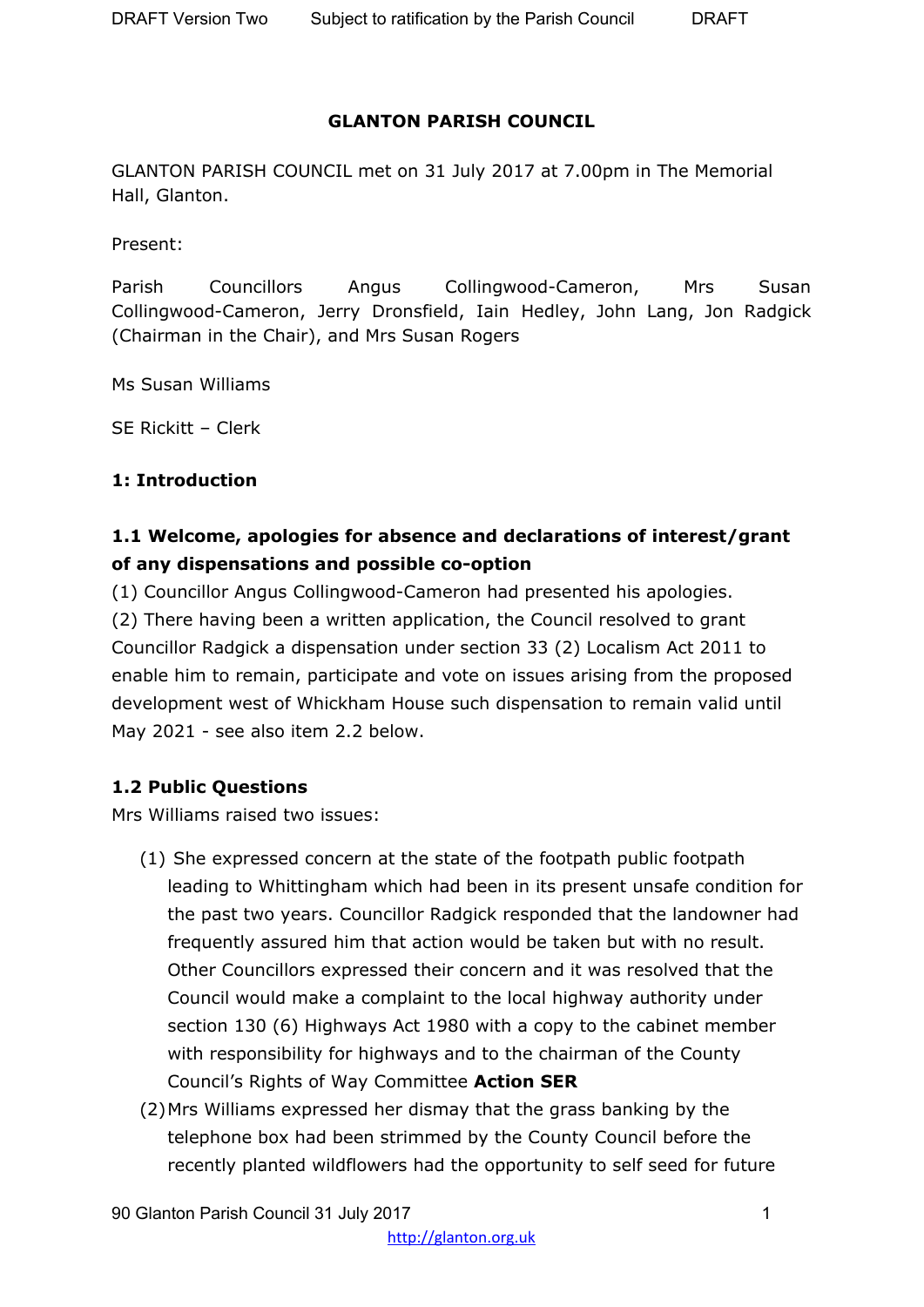# GLANTON PARISH COUNCIL

GLANTON PARISH COUNCIL met on 31 July 2017 at 7.00pm in The Memorial Hall, Glanton.

Present:

Parish Councillors Angus Collingwood-Cameron, Mrs Susan Collingwood-Cameron, Jerry Dronsfield, Iain Hedley, John Lang, Jon Radgick (Chairman in the Chair), and Mrs Susan Rogers

Ms Susan Williams

SE Rickitt – Clerk

**1: Introduction**

**1.1 Welcome, apologies for absence and declarations of interest/grant of any dispensations and possible co-option**

(1) Councillor Angus Collingwood-Cameron had presented his apologies.

(2) There having been a written application, the Council resolved to grant Councillor Radgick a dispensation under section 33 (2) Localism Act 2011 to enable him to remain, participate and vote on issues arising from the proposed development west of Whickham House such dispensation to remain valid until May 2021 - see also item 2.2 below.

**1.2 Public Questions**

Mrs Williams raised two issues:

(1) She expressed concern at the state of the footpath public footpath leading to Whittingham which had been in its present unsafe condition for the past two years. Councillor Radgick responded that the landowner had frequently assured him that action would be taken but with no result. Other Councillors expressed their concern and it was resolved that the Council would make a complaint to the local highway authority under section 130 (6) Highways Act 1980 with a copy to the cabinet member with responsibility for highways and to the chairman of the County Council's Rights of Way Committee **Action SER**

(2) Mrs Williams expressed her dismay that the grass banking by the telephone box had been strimmed by the County Council before the recently planted wildflowers had the opportunity to self seed for future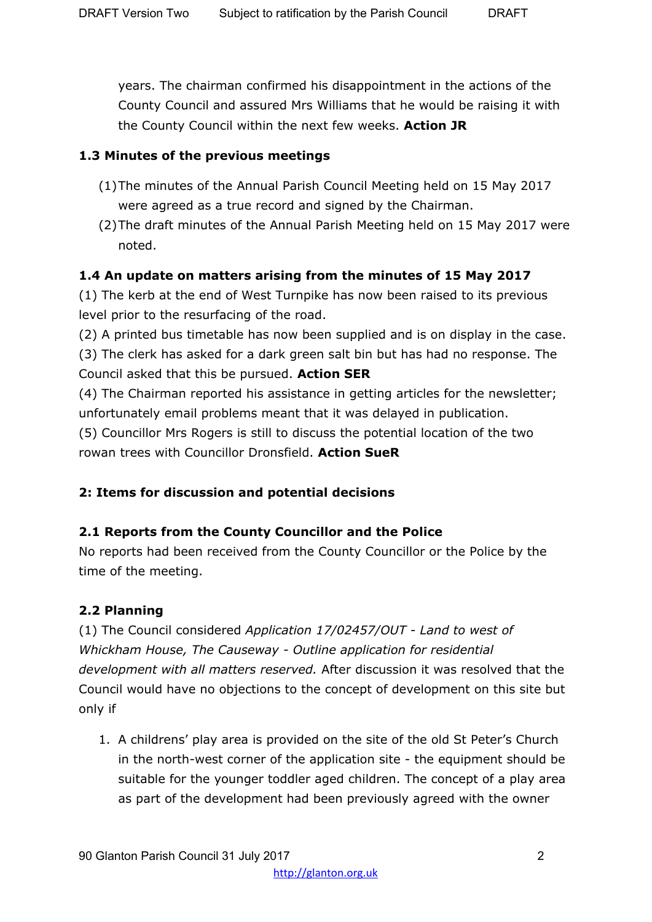years. The chairman confirmed his disappointment in the actions of the County Council and assured Mrs Williams that he would be raising it with the County Council within the next few weeks. **Action JR**

### 1.3 Minutes of the previous meetings

(1) The minutes of the Annual Parish Council Meeting held on 15 May 2017 were agreed as a true record and signed by the Chairman.

(2) The draft minutes of the Annual Parish Meeting held on 15 May 2017 were noted.

### 1.4 An update on matters arising from the minutes of 15 May 2017

(1) The kerb at the end of West Turnpike has now been raised to its previous level prior to the resurfacing of the road.
(2) A printed bus timetable has now been supplied and is on display in the case.
(3) The clerk has asked for a dark green salt bin but has had no response. The Council asked that this be pursued. **Action SER**
(4) The Chairman reported his assistance in getting articles for the newsletter; unfortunately email problems meant that it was delayed in publication.
(5) Councillor Mrs Rogers is still to discuss the potential location of the two rowan trees with Councillor Dronsfield. **Action SueR**

## 2: Items for discussion and potential decisions

### 2.1 Reports from the County Councillor and the Police

No reports had been received from the County Councillor or the Police by the time of the meeting.

### 2.2 Planning

(1) The Council considered *Application 17/02457/OUT - Land to west of Whickham House, The Causeway - Outline application for residential development with all matters reserved.* After discussion it was resolved that the Council would have no objections to the concept of development on this site but only if

1. A childrens' play area is provided on the site of the old St Peter's Church in the north-west corner of the application site - the equipment should be suitable for the younger toddler aged children. The concept of a play area as part of the development had been previously agreed with the owner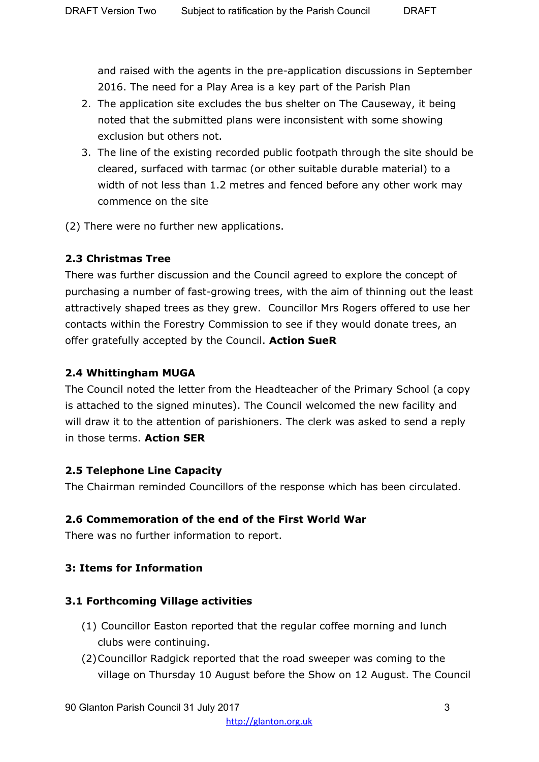and raised with the agents in the pre-application discussions in September 2016. The need for a Play Area is a key part of the Parish Plan

2. The application site excludes the bus shelter on The Causeway, it being noted that the submitted plans were inconsistent with some showing exclusion but others not.
3. The line of the existing recorded public footpath through the site should be cleared, surfaced with tarmac (or other suitable durable material) to a width of not less than 1.2 metres and fenced before any other work may commence on the site

(2) There were no further new applications.

**2.3 Christmas Tree**

There was further discussion and the Council agreed to explore the concept of purchasing a number of fast-growing trees, with the aim of thinning out the least attractively shaped trees as they grew. Councillor Mrs Rogers offered to use her contacts within the Forestry Commission to see if they would donate trees, an offer gratefully accepted by the Council. **Action SueR**

**2.4 Whittingham MUGA**

The Council noted the letter from the Headteacher of the Primary School (a copy is attached to the signed minutes). The Council welcomed the new facility and will draw it to the attention of parishioners. The clerk was asked to send a reply in those terms. **Action SER**

**2.5 Telephone Line Capacity**

The Chairman reminded Councillors of the response which has been circulated.

**2.6 Commemoration of the end of the First World War**

There was no further information to report.

**3: Items for Information**

**3.1 Forthcoming Village activities**

(1) Councillor Easton reported that the regular coffee morning and lunch clubs were continuing.

(2) Councillor Radgick reported that the road sweeper was coming to the village on Thursday 10 August before the Show on 12 August. The Council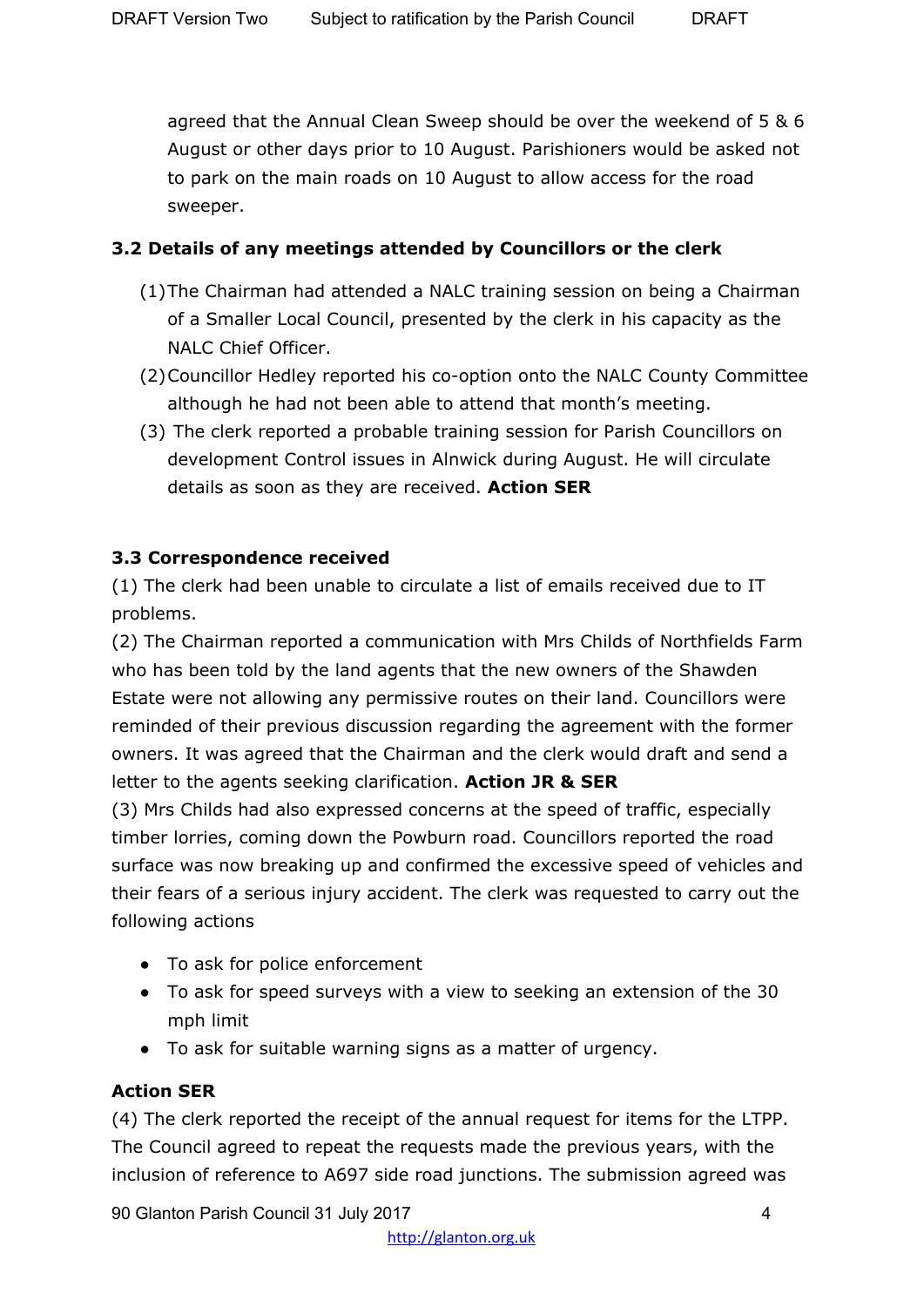agreed that the Annual Clean Sweep should be over the weekend of 5 & 6 August or other days prior to 10 August. Parishioners would be asked not to park on the main roads on 10 August to allow access for the road sweeper.

### 3.2 Details of any meetings attended by Councillors or the clerk

(1) The Chairman had attended a NALC training session on being a Chairman of a Smaller Local Council, presented by the clerk in his capacity as the NALC Chief Officer.

(2) Councillor Hedley reported his co-option onto the NALC County Committee although he had not been able to attend that month's meeting.

(3) The clerk reported a probable training session for Parish Councillors on development Control issues in Alnwick during August. He will circulate details as soon as they are received. **Action SER**

### 3.3 Correspondence received

(1) The clerk had been unable to circulate a list of emails received due to IT problems.

(2) The Chairman reported a communication with Mrs Childs of Northfields Farm who has been told by the land agents that the new owners of the Shawden Estate were not allowing any permissive routes on their land. Councillors were reminded of their previous discussion regarding the agreement with the former owners. It was agreed that the Chairman and the clerk would draft and send a letter to the agents seeking clarification. **Action JR & SER**

(3) Mrs Childs had also expressed concerns at the speed of traffic, especially timber lorries, coming down the Powburn road. Councillors reported the road surface was now breaking up and confirmed the excessive speed of vehicles and their fears of a serious injury accident. The clerk was requested to carry out the following actions

- To ask for police enforcement
- To ask for speed surveys with a view to seeking an extension of the 30 mph limit
- To ask for suitable warning signs as a matter of urgency.

**Action SER**

(4) The clerk reported the receipt of the annual request for items for the LTPP. The Council agreed to repeat the requests made the previous years, with the inclusion of reference to A697 side road junctions. The submission agreed was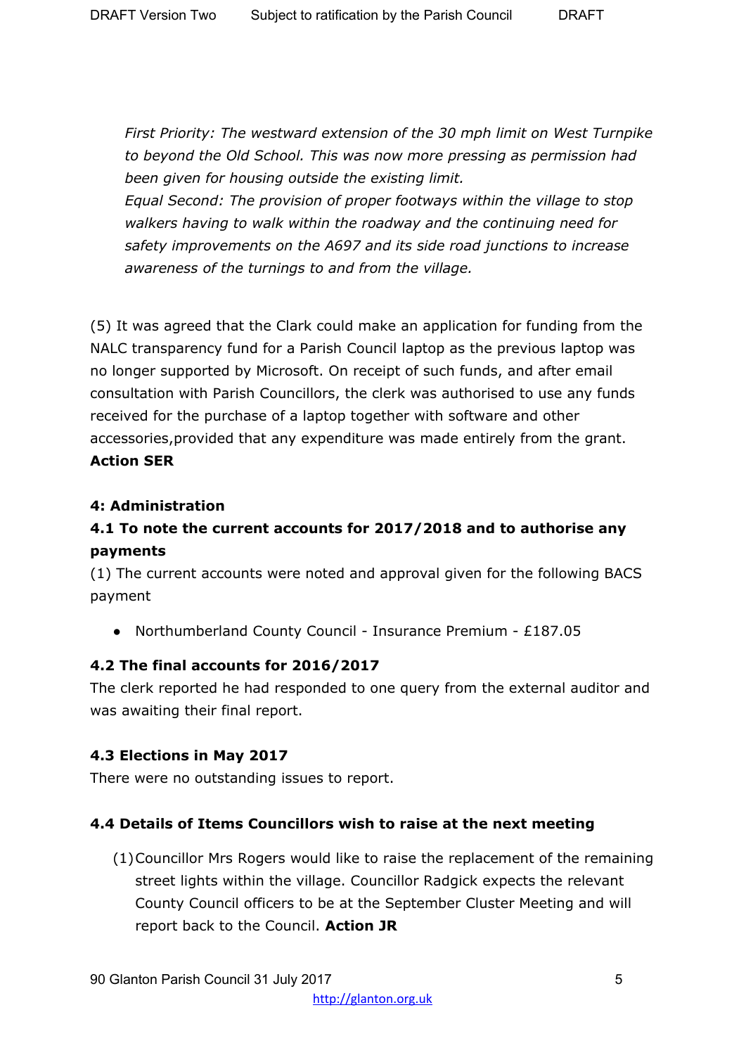*First Priority: The westward extension of the 30 mph limit on West Turnpike to beyond the Old School. This was now more pressing as permission had been given for housing outside the existing limit.*
*Equal Second: The provision of proper footways within the village to stop walkers having to walk within the roadway and the continuing need for safety improvements on the A697 and its side road junctions to increase awareness of the turnings to and from the village.*

(5) It was agreed that the Clark could make an application for funding from the NALC transparency fund for a Parish Council laptop as the previous laptop was no longer supported by Microsoft. On receipt of such funds, and after email consultation with Parish Councillors, the clerk was authorised to use any funds received for the purchase of a laptop together with software and other accessories,provided that any expenditure was made entirely from the grant. **Action SER**

**4: Administration**

**4.1 To note the current accounts for 2017/2018 and to authorise any payments**

(1) The current accounts were noted and approval given for the following BACS payment

- Northumberland County Council - Insurance Premium - £187.05

**4.2 The final accounts for 2016/2017**

The clerk reported he had responded to one query from the external auditor and was awaiting their final report.

**4.3 Elections in May 2017**

There were no outstanding issues to report.

**4.4 Details of Items Councillors wish to raise at the next meeting**

(1) Councillor Mrs Rogers would like to raise the replacement of the remaining street lights within the village. Councillor Radgick expects the relevant County Council officers to be at the September Cluster Meeting and will report back to the Council. **Action JR**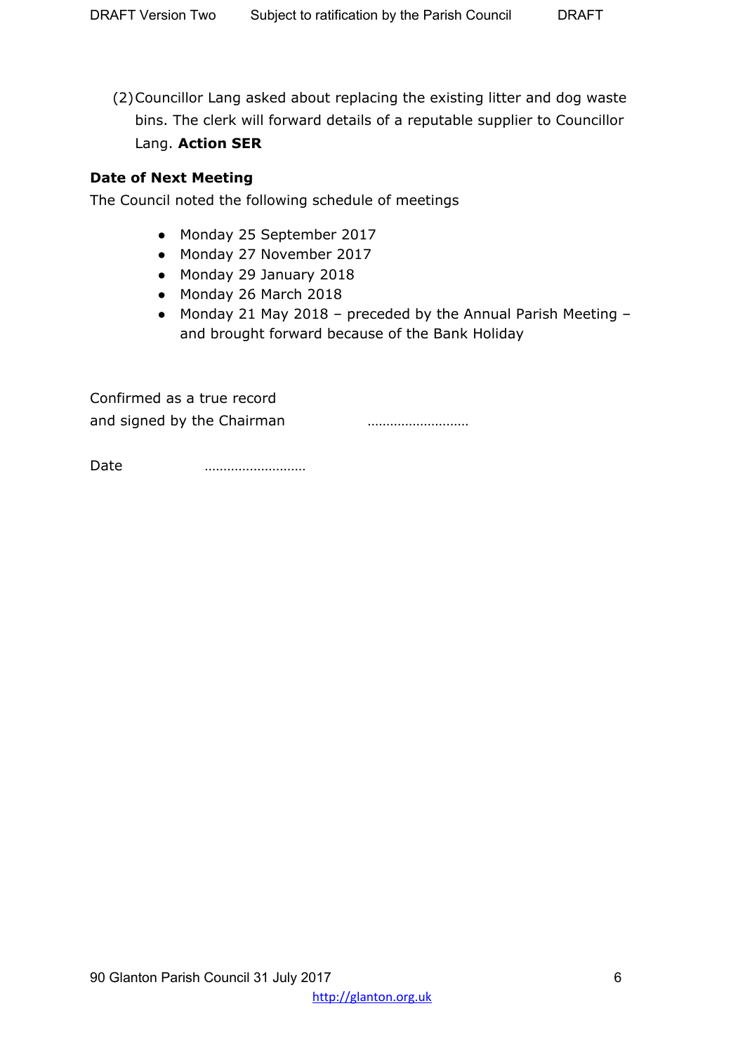(2) Councillor Lang asked about replacing the existing litter and dog waste bins. The clerk will forward details of a reputable supplier to Councillor Lang. **Action SER**

**Date of Next Meeting**

The Council noted the following schedule of meetings

- Monday 25 September 2017
- Monday 27 November 2017
- Monday 29 January 2018
- Monday 26 March 2018
- Monday 21 May 2018 – preceded by the Annual Parish Meeting – and brought forward because of the Bank Holiday

Confirmed as a true record
and signed by the Chairman ………………………

Date ………………………